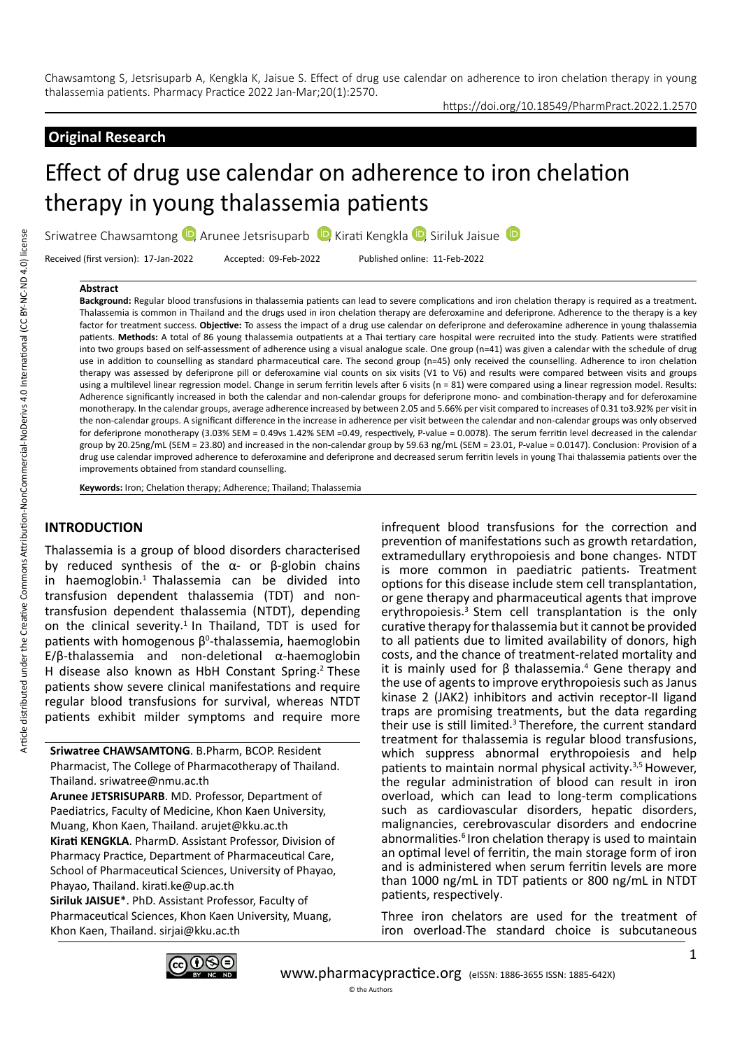Chawsamtong S, Jetsrisuparb A, Kengkla K, Jaisue S. Effect of drug use calendar on adherence to iron chelation therapy in young thalassemia patients. Pharmacy Practice 2022 Jan-Mar;20(1):2570.

https://doi.org/10.18549/PharmPract.2022.1.2570

**Original Research**

# Effect of drug use calendar on adherence to iron chelation therapy in young thalassemia patients

Sriwatree Chawsamtong, Arunee Jetsrisuparb, Kirati Kengkla, Siriluk Jaisue

Received (first version): 17-Jan-2022 Accepted: 09-Feb-2022 Published online: 11-Feb-2022

### Abstract

**Background:** Regular blood transfusions in thalassemia patients can lead to severe complications and iron chelation therapy is required as a treatment. Thalassemia is common in Thailand and the drugs used in iron chelation therapy are deferoxamine and deferiprone. Adherence to the therapy is a key factor for treatment success. **Objective:** To assess the impact of a drug use calendar on deferiprone and deferoxamine adherence in young thalassemia patients. **Methods:** A total of 86 young thalassemia outpatients at a Thai tertiary care hospital were recruited into the study. Patients were stratified into two groups based on self-assessment of adherence using a visual analogue scale. One group (n=41) was given a calendar with the schedule of drug use in addition to counselling as standard pharmaceutical care. The second group (n=45) only received the counselling. Adherence to iron chelation therapy was assessed by deferiprone pill or deferoxamine vial counts on six visits (V1 to V6) and results were compared between visits and groups using a multilevel linear regression model. Change in serum ferritin levels after 6 visits (n = 81) were compared using a linear regression model. Results: Adherence significantly increased in both the calendar and non-calendar groups for deferiprone mono- and combination-therapy and for deferoxamine monotherapy. In the calendar groups, average adherence increased by between 2.05 and 5.66% per visit compared to increases of 0.31 to3.92% per visit in the non-calendar groups. A significant difference in the increase in adherence per visit between the calendar and non-calendar groups was only observed for deferiprone monotherapy (3.03% SEM = 0.49vs 1.42% SEM =0.49, respectively, P-value = 0.0078). The serum ferritin level decreased in the calendar group by 20.25ng/mL (SEM = 23.80) and increased in the non-calendar group by 59.63 ng/mL (SEM = 23.01, P-value = 0.0147). Conclusion: Provision of a drug use calendar improved adherence to deferoxamine and deferiprone and decreased serum ferritin levels in young Thai thalassemia patients over the improvements obtained from standard counselling.

**Keywords:** Iron; Chelation therapy; Adherence; Thailand; Thalassemia

## INTRODUCTION

Thalassemia is a group of blood disorders characterised by reduced synthesis of the α- or β-globin chains in haemoglobin.[1] Thalassemia can be divided into transfusion dependent thalassemia (TDT) and non-transfusion dependent thalassemia (NTDT), depending on the clinical severity.[1] In Thailand, TDT is used for patients with homogenous $\beta^0$-thalassemia, haemoglobin E/β-thalassemia and non-deletional α-haemoglobin H disease also known as HbH Constant Spring.[2] These patients show severe clinical manifestations and require regular blood transfusions for survival, whereas NTDT patients exhibit milder symptoms and require more infrequent blood transfusions for the correction and prevention of manifestations such as growth retardation, extramedullary erythropoiesis and bone changes. NTDT is more common in paediatric patients. Treatment options for this disease include stem cell transplantation, or gene therapy and pharmaceutical agents that improve erythropoiesis.[3] Stem cell transplantation is the only curative therapy for thalassemia but it cannot be provided to all patients due to limited availability of donors, high costs, and the chance of treatment-related mortality and it is mainly used for β thalassemia.[4] Gene therapy and the use of agents to improve erythropoiesis such as Janus kinase 2 (JAK2) inhibitors and activin receptor-II ligand traps are promising treatments, but the data regarding their use is still limited.[3] Therefore, the current standard treatment for thalassemia is regular blood transfusions, which suppress abnormal erythropoiesis and help patients to maintain normal physical activity.[3,5] However, the regular administration of blood can result in iron overload, which can lead to long-term complications such as cardiovascular disorders, hepatic disorders, malignancies, cerebrovascular disorders and endocrine abnormalities.[6] Iron chelation therapy is used to maintain an optimal level of ferritin, the main storage form of iron and is administered when serum ferritin levels are more than 1000 ng/mL in TDT patients or 800 ng/mL in NTDT patients, respectively.

Three iron chelators are used for the treatment of iron overload. The standard choice is subcutaneous

**Sriwatree CHAWSAMTONG**. B.Pharm, BCOP. Resident Pharmacist, The College of Pharmacotherapy of Thailand. Thailand. sriwatree@nmu.ac.th

**Arunee JETSRISUPARB**. MD. Professor, Department of Paediatrics, Faculty of Medicine, Khon Kaen University, Muang, Khon Kaen, Thailand. arujet@kku.ac.th

**Kirati KENGKLA**. PharmD. Assistant Professor, Division of Pharmacy Practice, Department of Pharmaceutical Care, School of Pharmaceutical Sciences, University of Phayao, Phayao, Thailand. kirati.ke@up.ac.th

**Siriluk JAISUE***. PhD. Assistant Professor, Faculty of Pharmaceutical Sciences, Khon Kaen University, Muang, Khon Kaen, Thailand. sirjai@kku.ac.th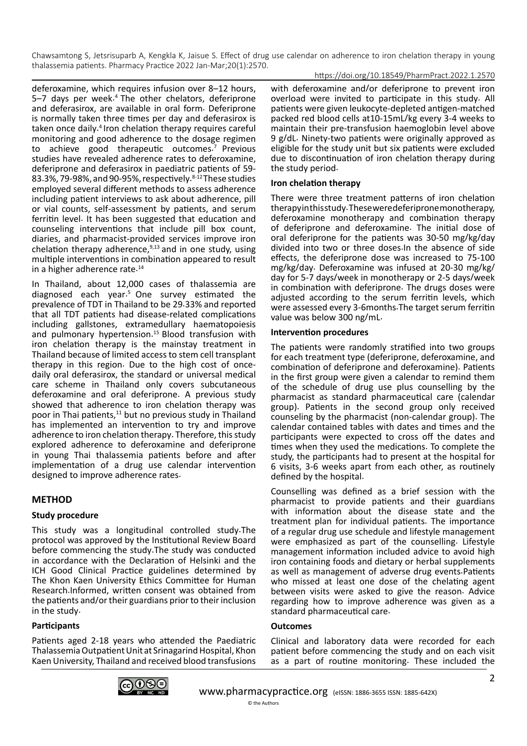deferoxamine, which requires infusion over 8–12 hours, 5–7 days per week.[4] The other chelators, deferiprone and deferasirox, are available in oral form. Deferiprone is normally taken three times per day and deferasirox is taken once daily.[4] Iron chelation therapy requires careful monitoring and good adherence to the dosage regimen to achieve good therapeutic outcomes.[7] Previous studies have revealed adherence rates to deferoxamine, deferiprone and deferasirox in paediatric patients of 59-83.3%, 79-98%, and 90-95%, respectively.[8-12] These studies employed several different methods to assess adherence including patient interviews to ask about adherence, pill or vial counts, self-assessment by patients, and serum ferritin level. It has been suggested that education and counseling interventions that include pill box count, diaries, and pharmacist-provided services improve iron chelation therapy adherence,[9,13] and in one study, using multiple interventions in combination appeared to result in a higher adherence rate.[14]

In Thailand, about 12,000 cases of thalassemia are diagnosed each year.[5] One survey estimated the prevalence of TDT in Thailand to be 29.33% and reported that all TDT patients had disease-related complications including gallstones, extramedullary haematopoiesis and pulmonary hypertension.[15] Blood transfusion with iron chelation therapy is the mainstay treatment in Thailand because of limited access to stem cell transplant therapy in this region. Due to the high cost of once-daily oral deferasirox, the standard or universal medical care scheme in Thailand only covers subcutaneous deferoxamine and oral deferiprone. A previous study showed that adherence to iron chelation therapy was poor in Thai patients,[11] but no previous study in Thailand has implemented an intervention to try and improve adherence to iron chelation therapy. Therefore, this study explored adherence to deferoxamine and deferiprone in young Thai thalassemia patients before and after implementation of a drug use calendar intervention designed to improve adherence rates.

## METHOD

### Study procedure

This study was a longitudinal controlled study. The protocol was approved by the Institutional Review Board before commencing the study. The study was conducted in accordance with the Declaration of Helsinki and the ICH Good Clinical Practice guidelines determined by The Khon Kaen University Ethics Committee for Human Research. Informed, written consent was obtained from the patients and/or their guardians prior to their inclusion in the study.

### Participants

Patients aged 2-18 years who attended the Paediatric Thalassemia Outpatient Unit at Srinagarind Hospital, Khon Kaen University, Thailand and received blood transfusions with deferoxamine and/or deferiprone to prevent iron overload were invited to participate in this study. All patients were given leukocyte-depleted antigen-matched packed red blood cells at 10-15mL/kg every 3-4 weeks to maintain their pre-transfusion haemoglobin level above 9 g/dL. Ninety-two patients were originally approved as eligible for the study unit but six patients were excluded due to discontinuation of iron chelation therapy during the study period.

### Iron chelation therapy

There were three treatment patterns of iron chelation therapy in this study. These were deferiprone monotherapy, deferoxamine monotherapy and combination therapy of deferiprone and deferoxamine. The initial dose of oral deferiprone for the patients was 30-50 mg/kg/day divided into two or three doses. In the absence of side effects, the deferiprone dose was increased to 75-100 mg/kg/day. Deferoxamine was infused at 20-30 mg/kg/day for 5-7 days/week in monotherapy or 2-5 days/week in combination with deferiprone. The drugs doses were adjusted according to the serum ferritin levels, which were assessed every 3-6 months. The target serum ferritin value was below 300 ng/mL.

### Intervention procedures

The patients were randomly stratified into two groups for each treatment type (deferiprone, deferoxamine, and combination of deferiprone and deferoxamine). Patients in the first group were given a calendar to remind them of the schedule of drug use plus counselling by the pharmacist as standard pharmaceutical care (calendar group). Patients in the second group only received counseling by the pharmacist (non-calendar group). The calendar contained tables with dates and times and the participants were expected to cross off the dates and times when they used the medications. To complete the study, the participants had to present at the hospital for 6 visits, 3-6 weeks apart from each other, as routinely defined by the hospital.

Counselling was defined as a brief session with the pharmacist to provide patients and their guardians with information about the disease state and the treatment plan for individual patients. The importance of a regular drug use schedule and lifestyle management were emphasized as part of the counselling. Lifestyle management information included advice to avoid high iron containing foods and dietary or herbal supplements as well as management of adverse drug events. Patients who missed at least one dose of the chelating agent between visits were asked to give the reason. Advice regarding how to improve adherence was given as a standard pharmaceutical care.

### Outcomes

Clinical and laboratory data were recorded for each patient before commencing the study and on each visit as a part of routine monitoring. These included the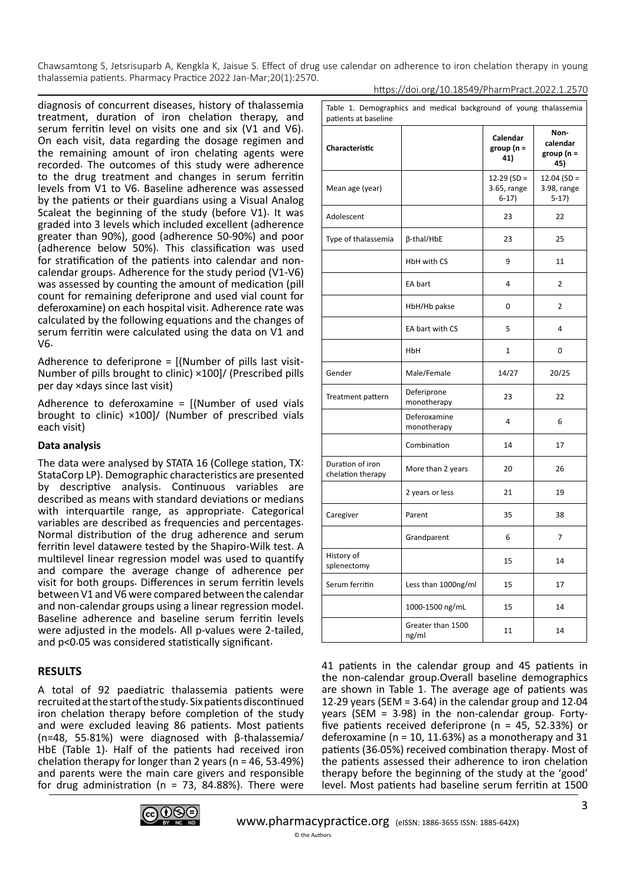diagnosis of concurrent diseases, history of thalassemia treatment, duration of iron chelation therapy, and serum ferritin level on visits one and six (V1 and V6). On each visit, data regarding the dosage regimen and the remaining amount of iron chelating agents were recorded. The outcomes of this study were adherence to the drug treatment and changes in serum ferritin levels from V1 to V6. Baseline adherence was assessed by the patients or their guardians using a Visual Analog Scaleat the beginning of the study (before V1). It was graded into 3 levels which included excellent (adherence greater than 90%), good (adherence 50-90%) and poor (adherence below 50%). This classification was used for stratification of the patients into calendar and non-calendar groups. Adherence for the study period (V1-V6) was assessed by counting the amount of medication (pill count for remaining deferiprone and used vial count for deferoxamine) on each hospital visit. Adherence rate was calculated by the following equations and the changes of serum ferritin were calculated using the data on V1 and V6.

Adherence to deferiprone = [(Number of pills last visit-Number of pills brought to clinic) ×100]/ (Prescribed pills per day ×days since last visit)

Adherence to deferoxamine = [(Number of used vials brought to clinic) ×100]/ (Number of prescribed vials each visit)

### Data analysis

The data were analysed by STATA 16 (College station, TX: StataCorp LP). Demographic characteristics are presented by descriptive analysis. Continuous variables are described as means with standard deviations or medians with interquartile range, as appropriate. Categorical variables are described as frequencies and percentages. Normal distribution of the drug adherence and serum ferritin level datawere tested by the Shapiro-Wilk test. A multilevel linear regression model was used to quantify and compare the average change of adherence per visit for both groups. Differences in serum ferritin levels between V1 and V6 were compared between the calendar and non-calendar groups using a linear regression model. Baseline adherence and baseline serum ferritin levels were adjusted in the models. All p-values were 2-tailed, and p<0.05 was considered statistically significant.

## RESULTS

A total of 92 paediatric thalassemia patients were recruited at the start of the study. Six patients discontinued iron chelation therapy before completion of the study and were excluded leaving 86 patients. Most patients (n=48, 55.81%) were diagnosed with β-thalassemia/HbE (Table 1). Half of the patients had received iron chelation therapy for longer than 2 years (n = 46, 53.49%) and parents were the main care givers and responsible for drug administration (n = 73, 84.88%). There were 41 patients in the calendar group and 45 patients in the non-calendar group.Overall baseline demographics are shown in Table 1. The average age of patients was 12.29 years (SEM = 3.64) in the calendar group and 12.04 years (SEM = 3.98) in the non-calendar group. Forty-five patients received deferiprone (n = 45, 52.33%) or deferoxamine (n = 10, 11.63%) as a monotherapy and 31 patients (36.05%) received combination therapy. Most of the patients assessed their adherence to iron chelation therapy before the beginning of the study at the 'good' level. Most patients had baseline serum ferritin at 1500

Table 1. Demographics and medical background of young thalassemia patients at baseline

| Characteristic | | Calendar group (n = 41) | Non-calendar group (n = 45) |
|---|---|---|---|
| Mean age (year) | | 12.29 (SD = 3.65, range 6-17) | 12.04 (SD = 3.98, range 5-17) |
| Adolescent | | 23 | 22 |
| Type of thalassemia | β-thal/HbE | 23 | 25 |
| | HbH with CS | 9 | 11 |
| | EA bart | 4 | 2 |
| | HbH/Hb pakse | 0 | 2 |
| | EA bart with CS | 5 | 4 |
| | HbH | 1 | 0 |
| Gender | Male/Female | 14/27 | 20/25 |
| Treatment pattern | Deferiprone monotherapy | 23 | 22 |
| | Deferoxamine monotherapy | 4 | 6 |
| | Combination | 14 | 17 |
| Duration of iron chelation therapy | More than 2 years | 20 | 26 |
| | 2 years or less | 21 | 19 |
| Caregiver | Parent | 35 | 38 |
| | Grandparent | 6 | 7 |
| History of splenectomy | | 15 | 14 |
| Serum ferritin | Less than 1000ng/ml | 15 | 17 |
| | 1000-1500 ng/mL | 15 | 14 |
| | Greater than 1500 ng/ml | 11 | 14 |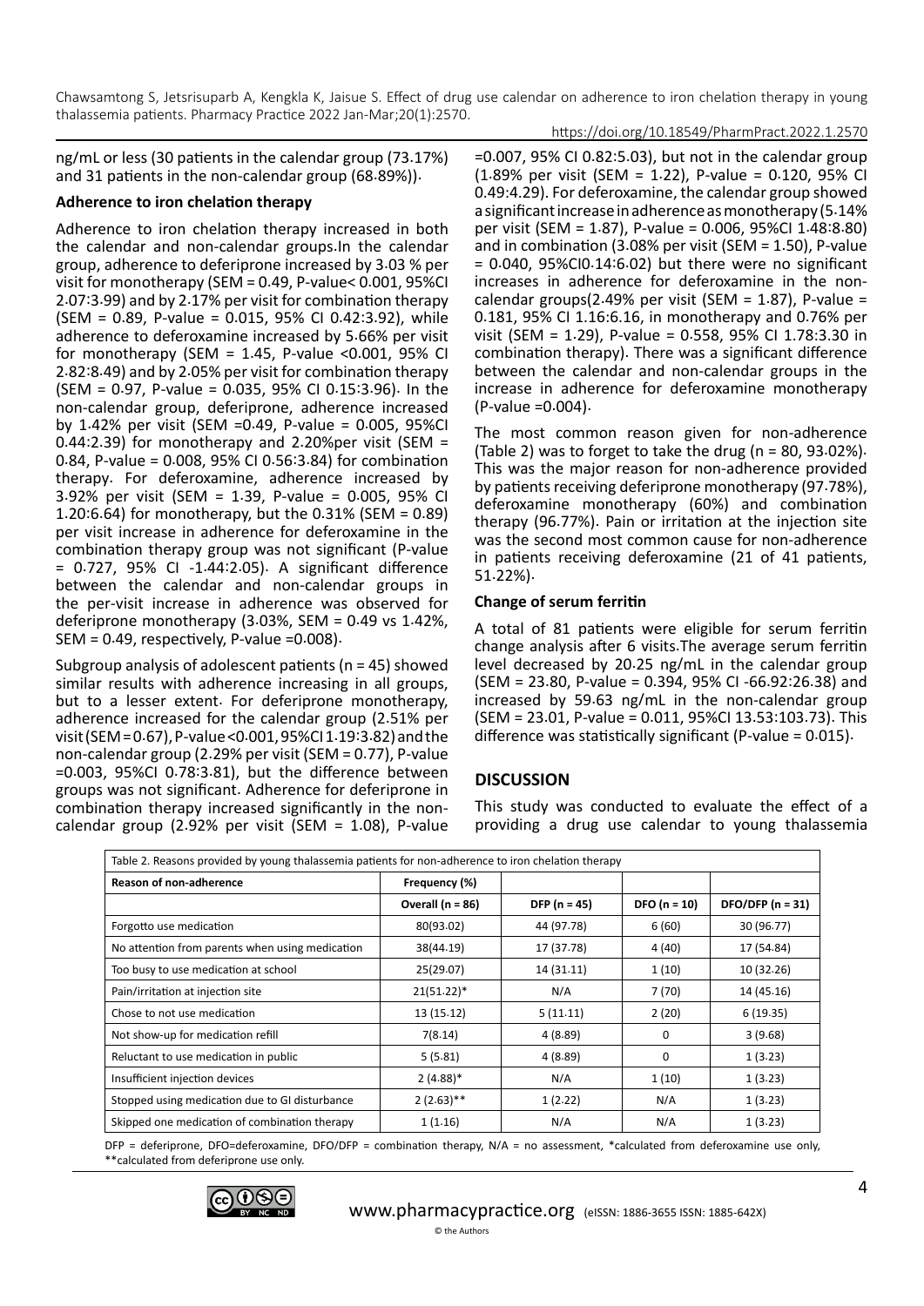ng/mL or less (30 patients in the calendar group (73.17%) and 31 patients in the non-calendar group (68·89%))·

**Adherence to iron chelation therapy**

Adherence to iron chelation therapy increased in both the calendar and non-calendar groups.In the calendar group, adherence to deferiprone increased by 3·03 % per visit for monotherapy (SEM = 0.49, P-value< 0.001, 95%CI 2·07:3·99) and by 2·17% per visit for combination therapy (SEM = 0.89, P-value = 0.015, 95% CI 0.42:3.92), while adherence to deferoxamine increased by 5·66% per visit for monotherapy (SEM = 1.45, P-value <0.001, 95% CI 2·82:8·49) and by 2·05% per visit for combination therapy (SEM = 0·97, P-value = 0·035, 95% CI 0.15:3·96)· In the non-calendar group, deferiprone, adherence increased by 1·42% per visit (SEM =0·49, P-value = 0.005, 95%CI 0.44:2.39) for monotherapy and 2.20%per visit (SEM = 0·84, P-value = 0·008, 95% CI 0.56:3·84) for combination therapy. For deferoxamine, adherence increased by 3·92% per visit (SEM = 1·39, P-value = 0.005, 95% CI 1.20:6.64) for monotherapy, but the 0.31% (SEM = 0.89) per visit increase in adherence for deferoxamine in the combination therapy group was not significant (P-value = 0.727, 95% CI -1.44:2.05)· A significant difference between the calendar and non-calendar groups in the per-visit increase in adherence was observed for deferiprone monotherapy (3·03%, SEM = 0·49 vs 1·42%, SEM = 0·49, respectively, P-value =0·008)·

Subgroup analysis of adolescent patients (n = 45) showed similar results with adherence increasing in all groups, but to a lesser extent· For deferiprone monotherapy, adherence increased for the calendar group (2.51% per visit (SEM = 0.67), P-value <0·001, 95%CI 1·19:3·82) and the non-calendar group (2·29% per visit (SEM = 0·77), P-value =0·003, 95%CI 0·78:3·81), but the difference between groups was not significant· Adherence for deferiprone in combination therapy increased significantly in the non-calendar group (2·92% per visit (SEM = 1.08), P-value =0·007, 95% CI 0·82:5·03), but not in the calendar group (1·89% per visit (SEM = 1·22), P-value = 0·120, 95% CI 0.49:4.29). For deferoxamine, the calendar group showed a significant increase in adherence as monotherapy (5·14% per visit (SEM = 1·87), P-value = 0·006, 95%CI 1·48:8·80) and in combination (3·08% per visit (SEM = 1.50), P-value = 0·040, 95%CI0·14:6·02) but there were no significant increases in adherence for deferoxamine in the non-calendar groups(2·49% per visit (SEM = 1·87), P-value = 0·181, 95% CI 1.16:6.16, in monotherapy and 0·76% per visit (SEM = 1·29), P-value = 0·558, 95% CI 1.78:3.30 in combination therapy). There was a significant difference between the calendar and non-calendar groups in the increase in adherence for deferoxamine monotherapy (P-value =0·004)·

The most common reason given for non-adherence (Table 2) was to forget to take the drug (n = 80, 93·02%)· This was the major reason for non-adherence provided by patients receiving deferiprone monotherapy (97·78%), deferoxamine monotherapy (60%) and combination therapy (96·77%). Pain or irritation at the injection site was the second most common cause for non-adherence in patients receiving deferoxamine (21 of 41 patients, 51·22%)·

**Change of serum ferritin**

A total of 81 patients were eligible for serum ferritin change analysis after 6 visits.The average serum ferritin level decreased by 20·25 ng/mL in the calendar group (SEM = 23.80, P-value = 0.394, 95% CI -66.92:26.38) and increased by 59·63 ng/mL in the non-calendar group (SEM = 23.01, P-value = 0.011, 95%CI 13.53:103.73). This difference was statistically significant (P-value = 0.015)·

## DISCUSSION

This study was conducted to evaluate the effect of a providing a drug use calendar to young thalassemia

Table 2. Reasons provided by young thalassemia patients for non-adherence to iron chelation therapy

| Reason of non-adherence | Frequency (%) | | | |
|---|---|---|---|---|
| | Overall (n = 86) | DFP (n = 45) | DFO (n = 10) | DFO/DFP (n = 31) |
| Forgotto use medication | 80(93.02) | 44 (97.78) | 6 (60) | 30 (96.77) |
| No attention from parents when using medication | 38(44.19) | 17 (37.78) | 4 (40) | 17 (54.84) |
| Too busy to use medication at school | 25(29.07) | 14 (31.11) | 1 (10) | 10 (32.26) |
| Pain/irritation at injection site | 21(51.22)* | N/A | 7 (70) | 14 (45.16) |
| Chose to not use medication | 13 (15.12) | 5 (11.11) | 2 (20) | 6 (19.35) |
| Not show-up for medication refill | 7(8.14) | 4 (8.89) | 0 | 3 (9.68) |
| Reluctant to use medication in public | 5 (5.81) | 4 (8.89) | 0 | 1 (3.23) |
| Insufficient injection devices | 2 (4.88)* | N/A | 1 (10) | 1 (3.23) |
| Stopped using medication due to GI disturbance | 2 (2.63)** | 1 (2.22) | N/A | 1 (3.23) |
| Skipped one medication of combination therapy | 1 (1.16) | N/A | N/A | 1 (3.23) |

DFP = deferiprone, DFO=deferoxamine, DFO/DFP = combination therapy, N/A = no assessment, *calculated from deferoxamine use only, **calculated from deferiprone use only.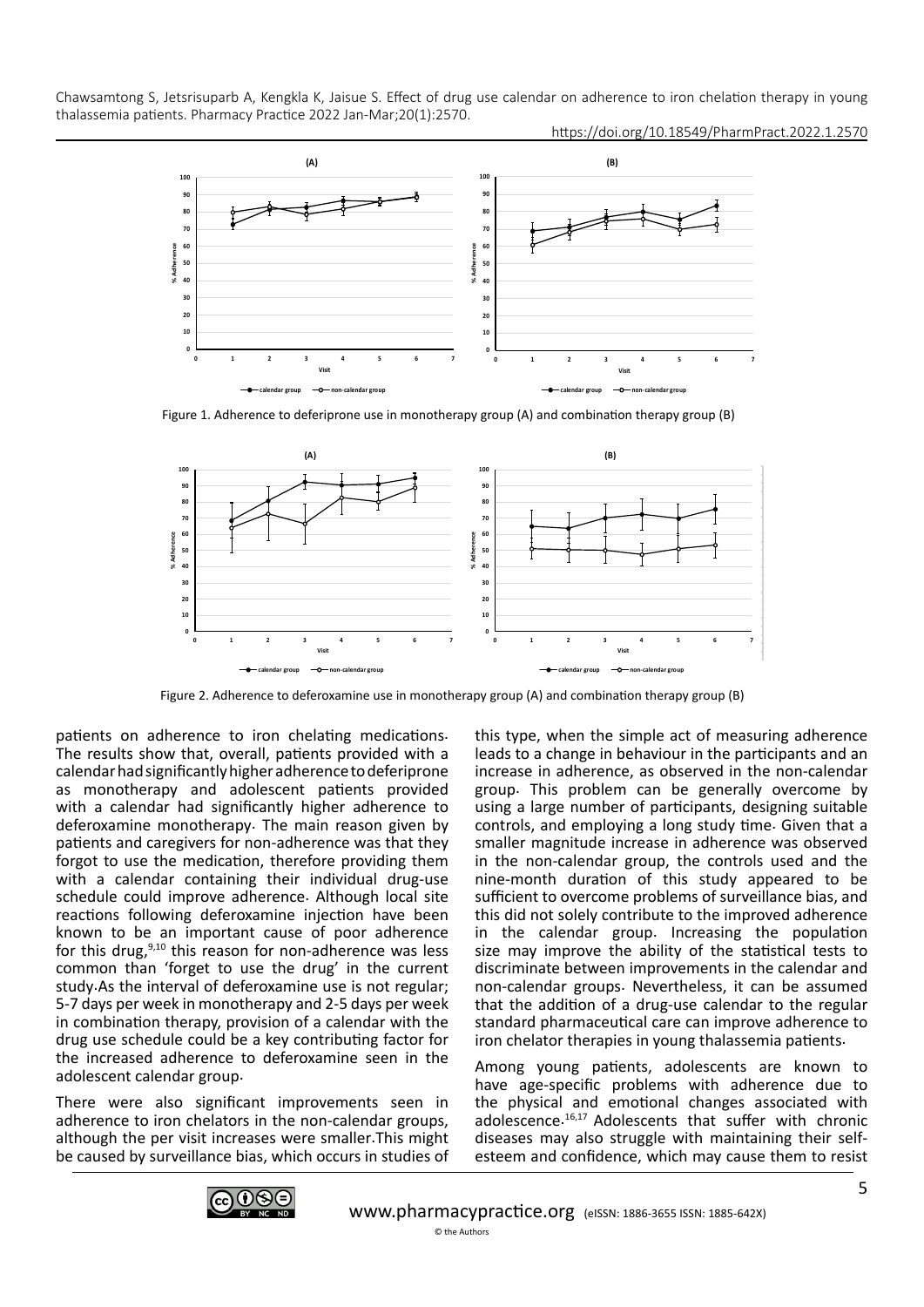Figure 1. Adherence to deferiprone use in monotherapy group (A) and combination therapy group (B)

Figure 2. Adherence to deferoxamine use in monotherapy group (A) and combination therapy group (B)

patients on adherence to iron chelating medications. The results show that, overall, patients provided with a calendar had significantly higher adherence to deferiprone as monotherapy and adolescent patients provided with a calendar had significantly higher adherence to deferoxamine monotherapy. The main reason given by patients and caregivers for non-adherence was that they forgot to use the medication, therefore providing them with a calendar containing their individual drug-use schedule could improve adherence. Although local site reactions following deferoxamine injection have been known to be an important cause of poor adherence for this drug,[9,10] this reason for non-adherence was less common than 'forget to use the drug' in the current study. As the interval of deferoxamine use is not regular; 5-7 days per week in monotherapy and 2-5 days per week in combination therapy, provision of a calendar with the drug use schedule could be a key contributing factor for the increased adherence to deferoxamine seen in the adolescent calendar group.

There were also significant improvements seen in adherence to iron chelators in the non-calendar groups, although the per visit increases were smaller. This might be caused by surveillance bias, which occurs in studies of this type, when the simple act of measuring adherence leads to a change in behaviour in the participants and an increase in adherence, as observed in the non-calendar group. This problem can be generally overcome by using a large number of participants, designing suitable controls, and employing a long study time. Given that a smaller magnitude increase in adherence was observed in the non-calendar group, the controls used and the nine-month duration of this study appeared to be sufficient to overcome problems of surveillance bias, and this did not solely contribute to the improved adherence in the calendar group. Increasing the population size may improve the ability of the statistical tests to discriminate between improvements in the calendar and non-calendar groups. Nevertheless, it can be assumed that the addition of a drug-use calendar to the regular standard pharmaceutical care can improve adherence to iron chelator therapies in young thalassemia patients.

Among young patients, adolescents are known to have age-specific problems with adherence due to the physical and emotional changes associated with adolescence.[16,17] Adolescents that suffer with chronic diseases may also struggle with maintaining their self-esteem and confidence, which may cause them to resist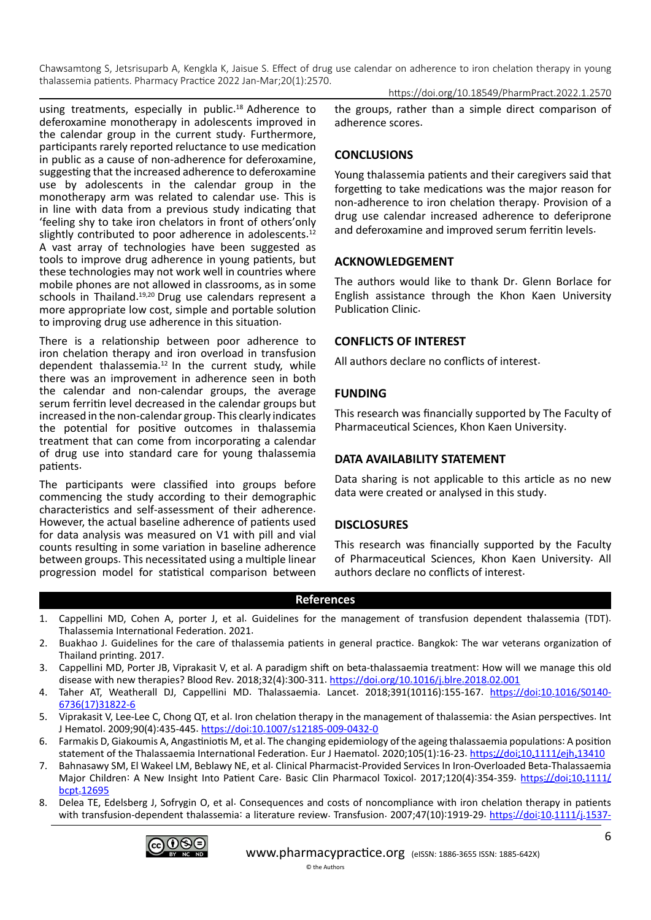using treatments, especially in public.[18] Adherence to deferoxamine monotherapy in adolescents improved in the calendar group in the current study. Furthermore, participants rarely reported reluctance to use medication in public as a cause of non-adherence for deferoxamine, suggesting that the increased adherence to deferoxamine use by adolescents in the calendar group in the monotherapy arm was related to calendar use. This is in line with data from a previous study indicating that 'feeling shy to take iron chelators in front of others'only slightly contributed to poor adherence in adolescents.[12] A vast array of technologies have been suggested as tools to improve drug adherence in young patients, but these technologies may not work well in countries where mobile phones are not allowed in classrooms, as in some schools in Thailand.[19,20] Drug use calendars represent a more appropriate low cost, simple and portable solution to improving drug use adherence in this situation.

There is a relationship between poor adherence to iron chelation therapy and iron overload in transfusion dependent thalassemia.[12] In the current study, while there was an improvement in adherence seen in both the calendar and non-calendar groups, the average serum ferritin level decreased in the calendar groups but increased in the non-calendar group. This clearly indicates the potential for positive outcomes in thalassemia treatment that can come from incorporating a calendar of drug use into standard care for young thalassemia patients.

The participants were classified into groups before commencing the study according to their demographic characteristics and self-assessment of their adherence. However, the actual baseline adherence of patients used for data analysis was measured on V1 with pill and vial counts resulting in some variation in baseline adherence between groups. This necessitated using a multiple linear progression model for statistical comparison between the groups, rather than a simple direct comparison of adherence scores.

## CONCLUSIONS

Young thalassemia patients and their caregivers said that forgetting to take medications was the major reason for non-adherence to iron chelation therapy. Provision of a drug use calendar increased adherence to deferiprone and deferoxamine and improved serum ferritin levels.

## ACKNOWLEDGEMENT

The authors would like to thank Dr. Glenn Borlace for English assistance through the Khon Kaen University Publication Clinic.

## CONFLICTS OF INTEREST

All authors declare no conflicts of interest.

## FUNDING

This research was financially supported by The Faculty of Pharmaceutical Sciences, Khon Kaen University.

## DATA AVAILABILITY STATEMENT

Data sharing is not applicable to this article as no new data were created or analysed in this study.

## DISCLOSURES

This research was financially supported by the Faculty of Pharmaceutical Sciences, Khon Kaen University. All authors declare no conflicts of interest.

## References

1. Cappellini MD, Cohen A, porter J, et al. Guidelines for the management of transfusion dependent thalassemia (TDT). Thalassemia International Federation. 2021.
2. Buakhao J. Guidelines for the care of thalassemia patients in general practice. Bangkok: The war veterans organization of Thailand printing. 2017.
3. Cappellini MD, Porter JB, Viprakasit V, et al. A paradigm shift on beta-thalassaemia treatment: How will we manage this old disease with new therapies? Blood Rev. 2018;32(4):300-311. https://doi.org/10.1016/j.blre.2018.02.001
4. Taher AT, Weatherall DJ, Cappellini MD. Thalassaemia. Lancet. 2018;391(10116):155-167. https://doi:10.1016/S0140-6736(17)31822-6
5. Viprakasit V, Lee-Lee C, Chong QT, et al. Iron chelation therapy in the management of thalassemia: the Asian perspectives. Int J Hematol. 2009;90(4):435-445. https://doi:10.1007/s12185-009-0432-0
6. Farmakis D, Giakoumis A, Angastiniotis M, et al. The changing epidemiology of the ageing thalassaemia populations: A position statement of the Thalassaemia International Federation. Eur J Haematol. 2020;105(1):16-23. https://doi:10.1111/ejh.13410
7. Bahnasawy SM, El Wakeel LM, Beblawy NE, et al. Clinical Pharmacist-Provided Services In Iron-Overloaded Beta-Thalassemia Major Children: A New Insight Into Patient Care. Basic Clin Pharmacol Toxicol. 2017;120(4):354-359. https://doi:10.1111/bcpt.12695
8. Delea TE, Edelsberg J, Sofrygin O, et al. Consequences and costs of noncompliance with iron chelation therapy in patients with transfusion-dependent thalassemia: a literature review. Transfusion. 2007;47(10):1919-29. https://doi:10.1111/j.1537-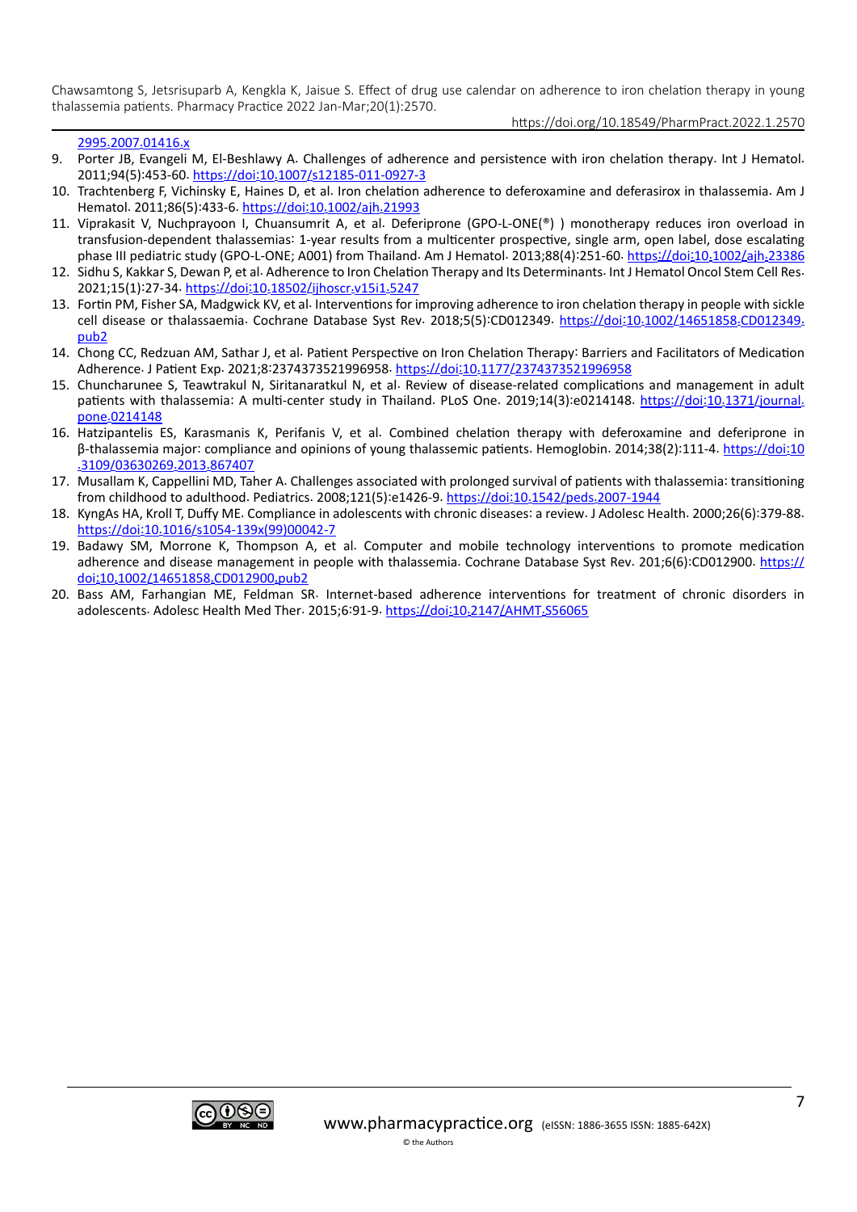2995.2007.01416.x

9. Porter JB, Evangeli M, El-Beshlawy A. Challenges of adherence and persistence with iron chelation therapy. Int J Hematol. 2011;94(5):453-60. https://doi:10.1007/s12185-011-0927-3
10. Trachtenberg F, Vichinsky E, Haines D, et al. Iron chelation adherence to deferoxamine and deferasirox in thalassemia. Am J Hematol. 2011;86(5):433-6. https://doi:10.1002/ajh.21993
11. Viprakasit V, Nuchprayoon I, Chuansumrit A, et al. Deferiprone (GPO-L-ONE(®) ) monotherapy reduces iron overload in transfusion-dependent thalassemias: 1-year results from a multicenter prospective, single arm, open label, dose escalating phase III pediatric study (GPO-L-ONE; A001) from Thailand. Am J Hematol. 2013;88(4):251-60. https://doi:10.1002/ajh.23386
12. Sidhu S, Kakkar S, Dewan P, et al. Adherence to Iron Chelation Therapy and Its Determinants. Int J Hematol Oncol Stem Cell Res. 2021;15(1):27-34. https://doi:10.18502/ijhoscr.v15i1.5247
13. Fortin PM, Fisher SA, Madgwick KV, et al. Interventions for improving adherence to iron chelation therapy in people with sickle cell disease or thalassaemia. Cochrane Database Syst Rev. 2018;5(5):CD012349. https://doi:10.1002/14651858.CD012349.pub2
14. Chong CC, Redzuan AM, Sathar J, et al. Patient Perspective on Iron Chelation Therapy: Barriers and Facilitators of Medication Adherence. J Patient Exp. 2021;8:2374373521996958. https://doi:10.1177/2374373521996958
15. Chuncharunee S, Teawtrakul N, Siritanaratkul N, et al. Review of disease-related complications and management in adult patients with thalassemia: A multi-center study in Thailand. PLoS One. 2019;14(3):e0214148. https://doi:10.1371/journal.pone.0214148
16. Hatzipantelis ES, Karasmanis K, Perifanis V, et al. Combined chelation therapy with deferoxamine and deferiprone in β-thalassemia major: compliance and opinions of young thalassemic patients. Hemoglobin. 2014;38(2):111-4. https://doi:10.3109/03630269.2013.867407
17. Musallam K, Cappellini MD, Taher A. Challenges associated with prolonged survival of patients with thalassemia: transitioning from childhood to adulthood. Pediatrics. 2008;121(5):e1426-9. https://doi:10.1542/peds.2007-1944
18. KyngAs HA, Kroll T, Duffy ME. Compliance in adolescents with chronic diseases: a review. J Adolesc Health. 2000;26(6):379-88. https://doi:10.1016/s1054-139x(99)00042-7
19. Badawy SM, Morrone K, Thompson A, et al. Computer and mobile technology interventions to promote medication adherence and disease management in people with thalassemia. Cochrane Database Syst Rev. 201;6(6):CD012900. https://doi:10.1002/14651858.CD012900.pub2
20. Bass AM, Farhangian ME, Feldman SR. Internet-based adherence interventions for treatment of chronic disorders in adolescents. Adolesc Health Med Ther. 2015;6:91-9. https://doi:10.2147/AHMT.S56065